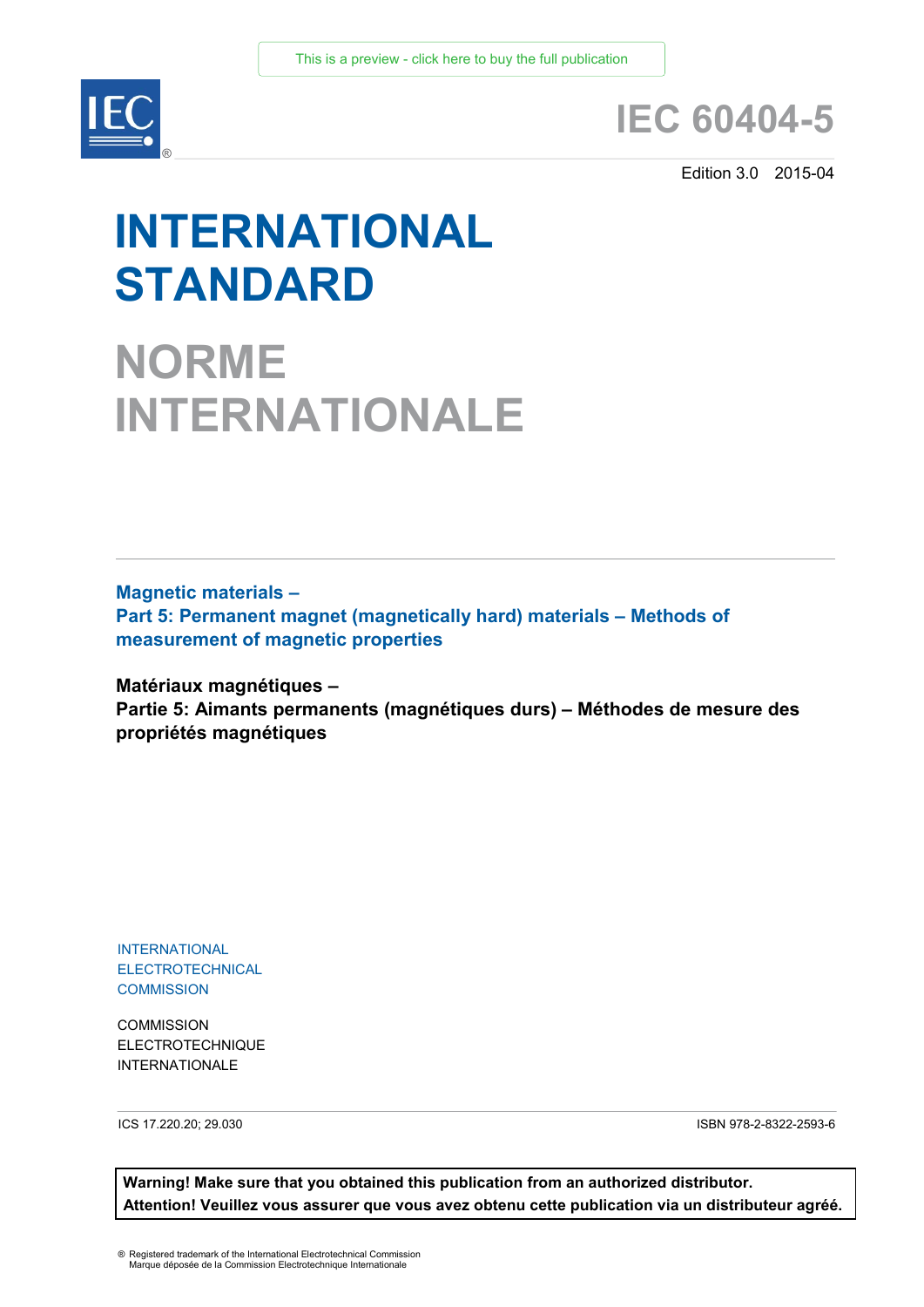This is a preview - click here to buy the full publication

# IEC 60404-5

Edition 3.0 2015-04

# INTERNATIONAL STANDARD

# NORME INTERNATIONALE

**Magnetic materials –**
**Part 5: Permanent magnet (magnetically hard) materials – Methods of measurement of magnetic properties**

**Matériaux magnétiques –**
**Partie 5: Aimants permanents (magnétiques durs) – Méthodes de mesure des propriétés magnétiques**

INTERNATIONAL
ELECTROTECHNICAL
COMMISSION

COMMISSION
ELECTROTECHNIQUE
INTERNATIONALE

ICS 17.220.20; 29.030

ISBN 978-2-8322-2593-6

**Warning! Make sure that you obtained this publication from an authorized distributor.**
**Attention! Veuillez vous assurer que vous avez obtenu cette publication via un distributeur agréé.**

® Registered trademark of the International Electrotechnical Commission
Marque déposée de la Commission Electrotechnique Internationale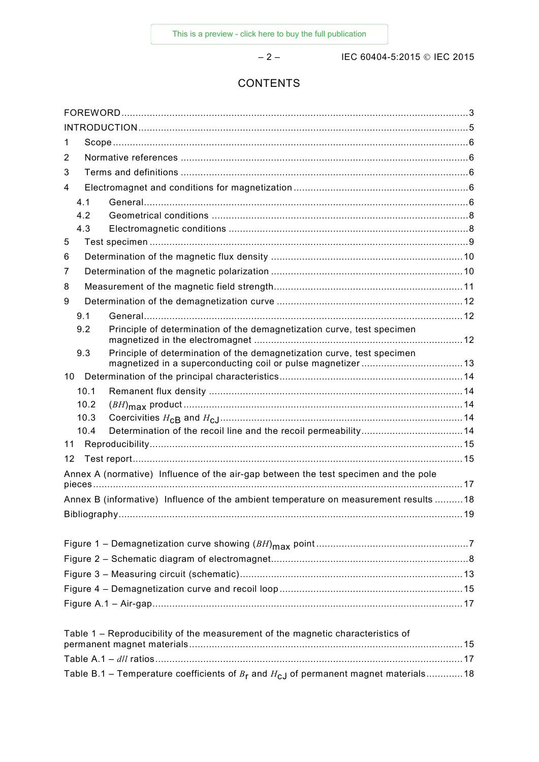# CONTENTS

FOREWORD ... 3
INTRODUCTION ... 5
1 Scope ... 6
2 Normative references ... 6
3 Terms and definitions ... 6
4 Electromagnet and conditions for magnetization ... 6
  4.1 General ... 6
  4.2 Geometrical conditions ... 8
  4.3 Electromagnetic conditions ... 8
5 Test specimen ... 9
6 Determination of the magnetic flux density ... 10
7 Determination of the magnetic polarization ... 10
8 Measurement of the magnetic field strength ... 11
9 Determination of the demagnetization curve ... 12
  9.1 General ... 12
  9.2 Principle of determination of the demagnetization curve, test specimen magnetized in the electromagnet ... 12
  9.3 Principle of determination of the demagnetization curve, test specimen magnetized in a superconducting coil or pulse magnetizer ... 13
10 Determination of the principal characteristics ... 14
  10.1 Remanent flux density ... 14
  10.2 $(BH)_{max}$ product ... 14
  10.3 Coercivities $H_{cB}$ and $H_{cJ}$ ... 14
  10.4 Determination of the recoil line and the recoil permeability ... 14
11 Reproducibility ... 15
12 Test report ... 15
Annex A (normative) Influence of the air-gap between the test specimen and the pole pieces ... 17
Annex B (informative) Influence of the ambient temperature on measurement results ... 18
Bibliography ... 19

Figure 1 – Demagnetization curve showing $(BH)_{max}$ point ... 7
Figure 2 – Schematic diagram of electromagnet ... 8
Figure 3 – Measuring circuit (schematic) ... 13
Figure 4 – Demagnetization curve and recoil loop ... 15
Figure A.1 – Air-gap ... 17

Table 1 – Reproducibility of the measurement of the magnetic characteristics of permanent magnet materials ... 15
Table A.1 – $d/l$ ratios ... 17
Table B.1 – Temperature coefficients of $B_r$ and $H_{cJ}$ of permanent magnet materials ... 18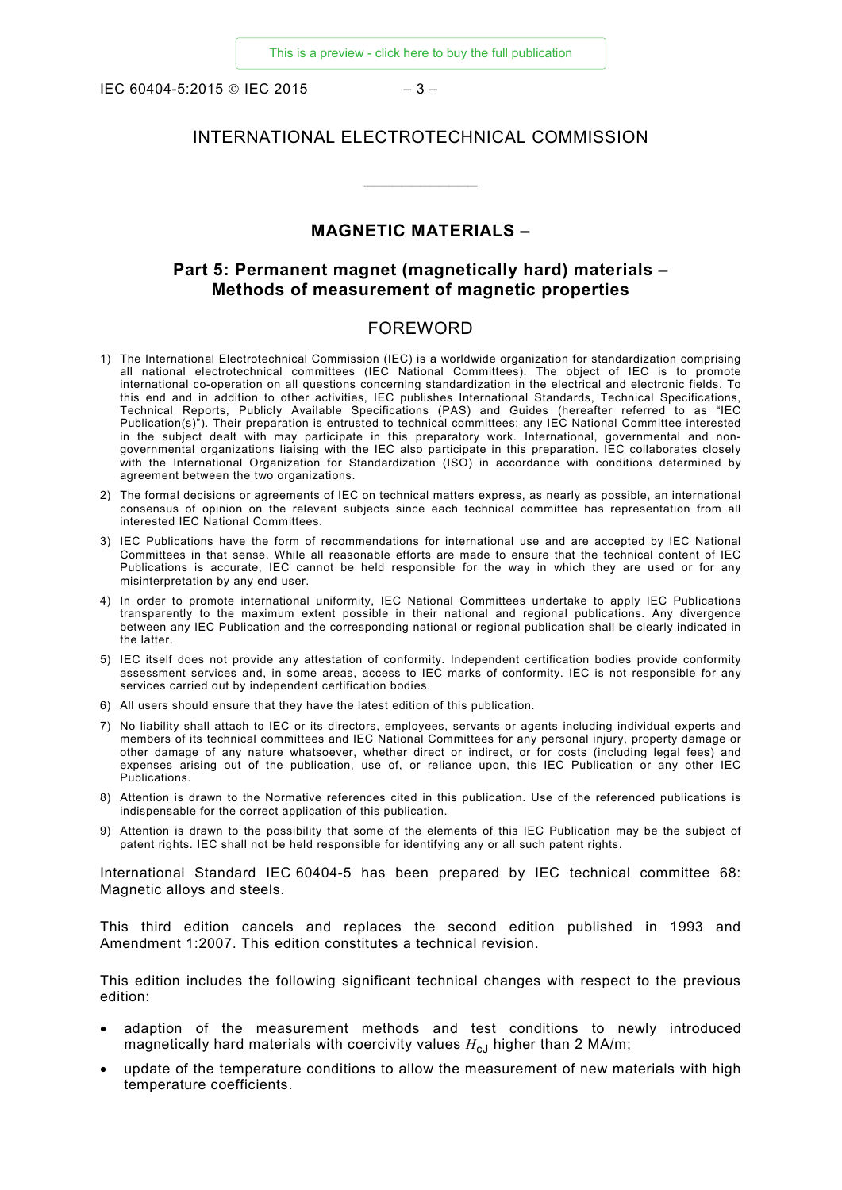# INTERNATIONAL ELECTROTECHNICAL COMMISSION

____________

## MAGNETIC MATERIALS –

## Part 5: Permanent magnet (magnetically hard) materials – Methods of measurement of magnetic properties

## FOREWORD

1) The International Electrotechnical Commission (IEC) is a worldwide organization for standardization comprising all national electrotechnical committees (IEC National Committees). The object of IEC is to promote international co-operation on all questions concerning standardization in the electrical and electronic fields. To this end and in addition to other activities, IEC publishes International Standards, Technical Specifications, Technical Reports, Publicly Available Specifications (PAS) and Guides (hereafter referred to as "IEC Publication(s)"). Their preparation is entrusted to technical committees; any IEC National Committee interested in the subject dealt with may participate in this preparatory work. International, governmental and non-governmental organizations liaising with the IEC also participate in this preparation. IEC collaborates closely with the International Organization for Standardization (ISO) in accordance with conditions determined by agreement between the two organizations.
2) The formal decisions or agreements of IEC on technical matters express, as nearly as possible, an international consensus of opinion on the relevant subjects since each technical committee has representation from all interested IEC National Committees.
3) IEC Publications have the form of recommendations for international use and are accepted by IEC National Committees in that sense. While all reasonable efforts are made to ensure that the technical content of IEC Publications is accurate, IEC cannot be held responsible for the way in which they are used or for any misinterpretation by any end user.
4) In order to promote international uniformity, IEC National Committees undertake to apply IEC Publications transparently to the maximum extent possible in their national and regional publications. Any divergence between any IEC Publication and the corresponding national or regional publication shall be clearly indicated in the latter.
5) IEC itself does not provide any attestation of conformity. Independent certification bodies provide conformity assessment services and, in some areas, access to IEC marks of conformity. IEC is not responsible for any services carried out by independent certification bodies.
6) All users should ensure that they have the latest edition of this publication.
7) No liability shall attach to IEC or its directors, employees, servants or agents including individual experts and members of its technical committees and IEC National Committees for any personal injury, property damage or other damage of any nature whatsoever, whether direct or indirect, or for costs (including legal fees) and expenses arising out of the publication, use of, or reliance upon, this IEC Publication or any other IEC Publications.
8) Attention is drawn to the Normative references cited in this publication. Use of the referenced publications is indispensable for the correct application of this publication.
9) Attention is drawn to the possibility that some of the elements of this IEC Publication may be the subject of patent rights. IEC shall not be held responsible for identifying any or all such patent rights.

International Standard IEC 60404-5 has been prepared by IEC technical committee 68: Magnetic alloys and steels.

This third edition cancels and replaces the second edition published in 1993 and Amendment 1:2007. This edition constitutes a technical revision.

This edition includes the following significant technical changes with respect to the previous edition:

- adaption of the measurement methods and test conditions to newly introduced magnetically hard materials with coercivity values $H_{cJ}$ higher than 2 MA/m;
- update of the temperature conditions to allow the measurement of new materials with high temperature coefficients.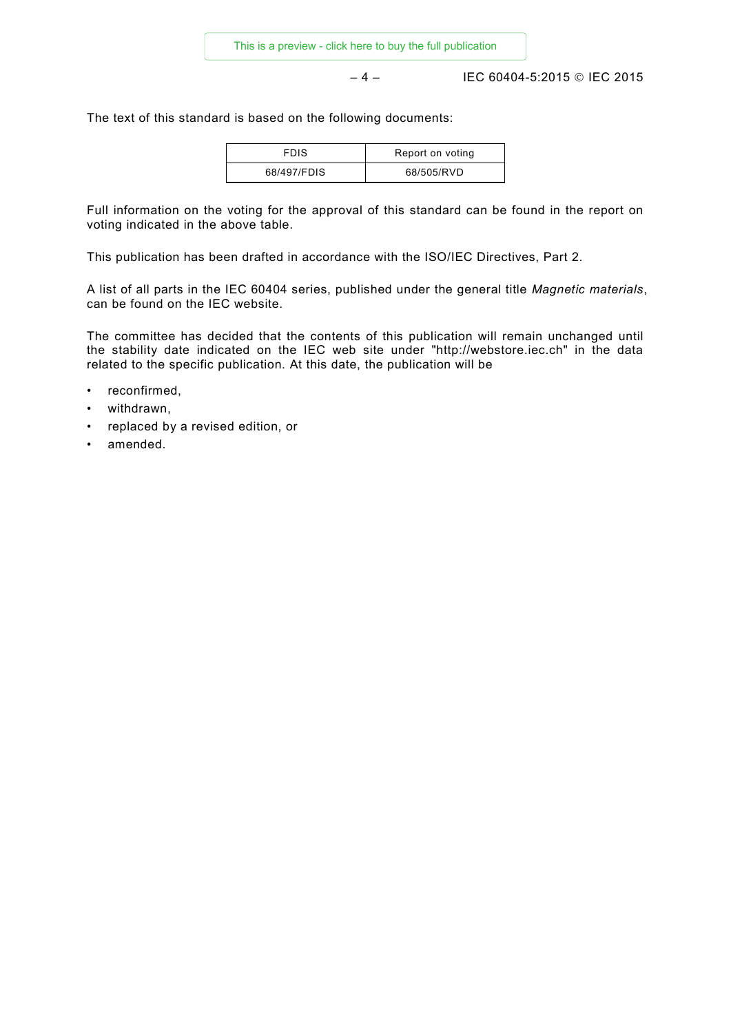The text of this standard is based on the following documents:

| FDIS | Report on voting |
|---|---|
| 68/497/FDIS | 68/505/RVD |

Full information on the voting for the approval of this standard can be found in the report on voting indicated in the above table.

This publication has been drafted in accordance with the ISO/IEC Directives, Part 2.

A list of all parts in the IEC 60404 series, published under the general title *Magnetic materials*, can be found on the IEC website.

The committee has decided that the contents of this publication will remain unchanged until the stability date indicated on the IEC web site under "http://webstore.iec.ch" in the data related to the specific publication. At this date, the publication will be

- reconfirmed,
- withdrawn,
- replaced by a revised edition, or
- amended.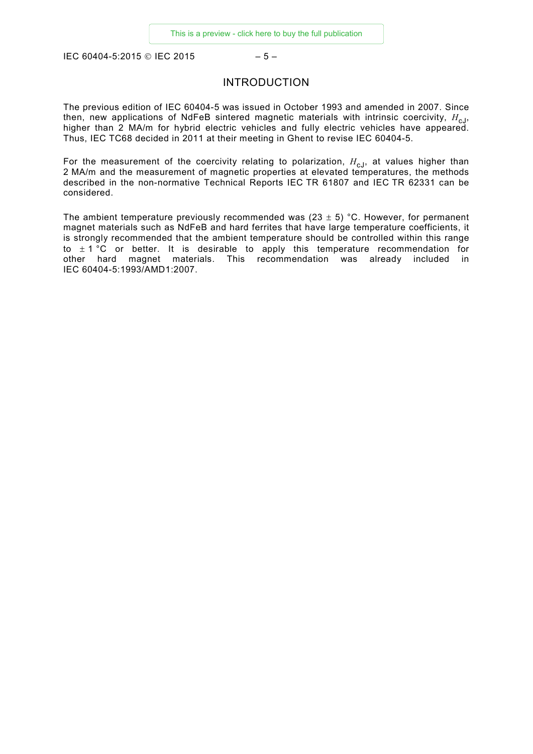# INTRODUCTION

The previous edition of IEC 60404-5 was issued in October 1993 and amended in 2007. Since then, new applications of NdFeB sintered magnetic materials with intrinsic coercivity, $H_{cJ}$, higher than 2 MA/m for hybrid electric vehicles and fully electric vehicles have appeared. Thus, IEC TC68 decided in 2011 at their meeting in Ghent to revise IEC 60404-5.

For the measurement of the coercivity relating to polarization, $H_{cJ}$, at values higher than 2 MA/m and the measurement of magnetic properties at elevated temperatures, the methods described in the non-normative Technical Reports IEC TR 61807 and IEC TR 62331 can be considered.

The ambient temperature previously recommended was (23 ± 5) °C. However, for permanent magnet materials such as NdFeB and hard ferrites that have large temperature coefficients, it is strongly recommended that the ambient temperature should be controlled within this range to ± 1 °C or better. It is desirable to apply this temperature recommendation for other hard magnet materials. This recommendation was already included in IEC 60404-5:1993/AMD1:2007.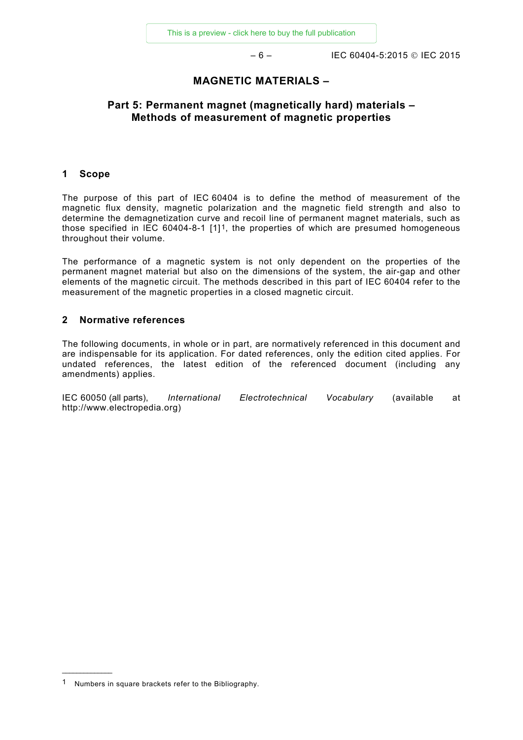# MAGNETIC MATERIALS –

## Part 5: Permanent magnet (magnetically hard) materials – Methods of measurement of magnetic properties

## 1 Scope

The purpose of this part of IEC 60404 is to define the method of measurement of the magnetic flux density, magnetic polarization and the magnetic field strength and also to determine the demagnetization curve and recoil line of permanent magnet materials, such as those specified in IEC 60404-8-1 [1][1], the properties of which are presumed homogeneous throughout their volume.

The performance of a magnetic system is not only dependent on the properties of the permanent magnet material but also on the dimensions of the system, the air-gap and other elements of the magnetic circuit. The methods described in this part of IEC 60404 refer to the measurement of the magnetic properties in a closed magnetic circuit.

## 2 Normative references

The following documents, in whole or in part, are normatively referenced in this document and are indispensable for its application. For dated references, only the edition cited applies. For undated references, the latest edition of the referenced document (including any amendments) applies.

IEC 60050 (all parts), *International Electrotechnical Vocabulary* (available at http://www.electropedia.org)

---

1 Numbers in square brackets refer to the Bibliography.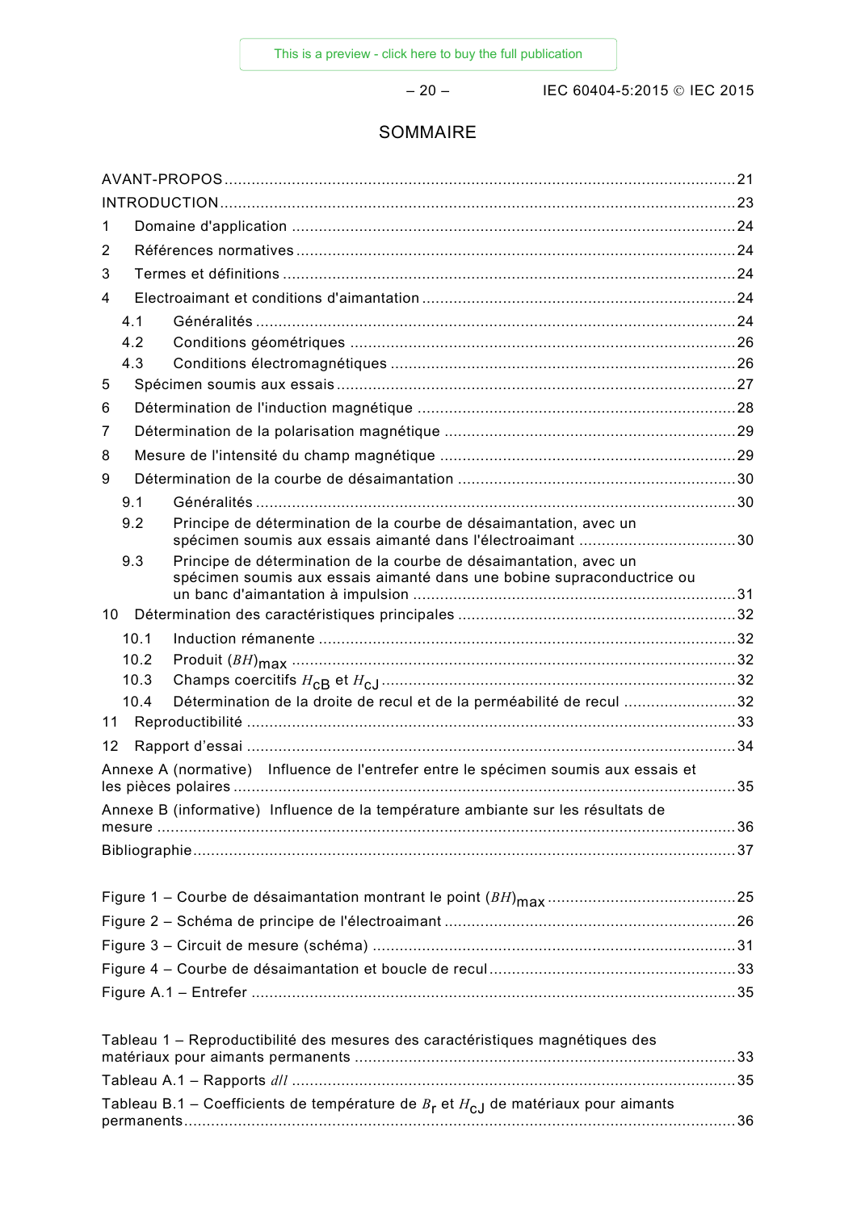# SOMMAIRE

AVANT-PROPOS .......... 21
INTRODUCTION .......... 23
1 Domaine d'application .......... 24
2 Références normatives .......... 24
3 Termes et définitions .......... 24
4 Electroaimant et conditions d'aimantation .......... 24
  4.1 Généralités .......... 24
  4.2 Conditions géométriques .......... 26
  4.3 Conditions électromagnétiques .......... 26
5 Spécimen soumis aux essais .......... 27
6 Détermination de l'induction magnétique .......... 28
7 Détermination de la polarisation magnétique .......... 29
8 Mesure de l'intensité du champ magnétique .......... 29
9 Détermination de la courbe de désaimantation .......... 30
  9.1 Généralités .......... 30
  9.2 Principe de détermination de la courbe de désaimantation, avec un spécimen soumis aux essais aimanté dans l'électroaimant .......... 30
  9.3 Principe de détermination de la courbe de désaimantation, avec un spécimen soumis aux essais aimanté dans une bobine supraconductrice ou un banc d'aimantation à impulsion .......... 31
10 Détermination des caractéristiques principales .......... 32
  10.1 Induction rémanente .......... 32
  10.2 Produit $(BH)_{max}$ .......... 32
  10.3 Champs coercitifs $H_{cB}$ et $H_{cJ}$ .......... 32
  10.4 Détermination de la droite de recul et de la perméabilité de recul .......... 32
11 Reproductibilité .......... 33
12 Rapport d'essai .......... 34
Annexe A (normative) Influence de l'entrefer entre le spécimen soumis aux essais et les pièces polaires .......... 35
Annexe B (informative) Influence de la température ambiante sur les résultats de mesure .......... 36
Bibliographie .......... 37

Figure 1 – Courbe de désaimantation montrant le point $(BH)_{max}$ .......... 25
Figure 2 – Schéma de principe de l'électroaimant .......... 26
Figure 3 – Circuit de mesure (schéma) .......... 31
Figure 4 – Courbe de désaimantation et boucle de recul .......... 33
Figure A.1 – Entrefer .......... 35

Tableau 1 – Reproductibilité des mesures des caractéristiques magnétiques des matériaux pour aimants permanents .......... 33
Tableau A.1 – Rapports $d/l$ .......... 35
Tableau B.1 – Coefficients de température de $B_r$ et $H_{cJ}$ de matériaux pour aimants permanents .......... 36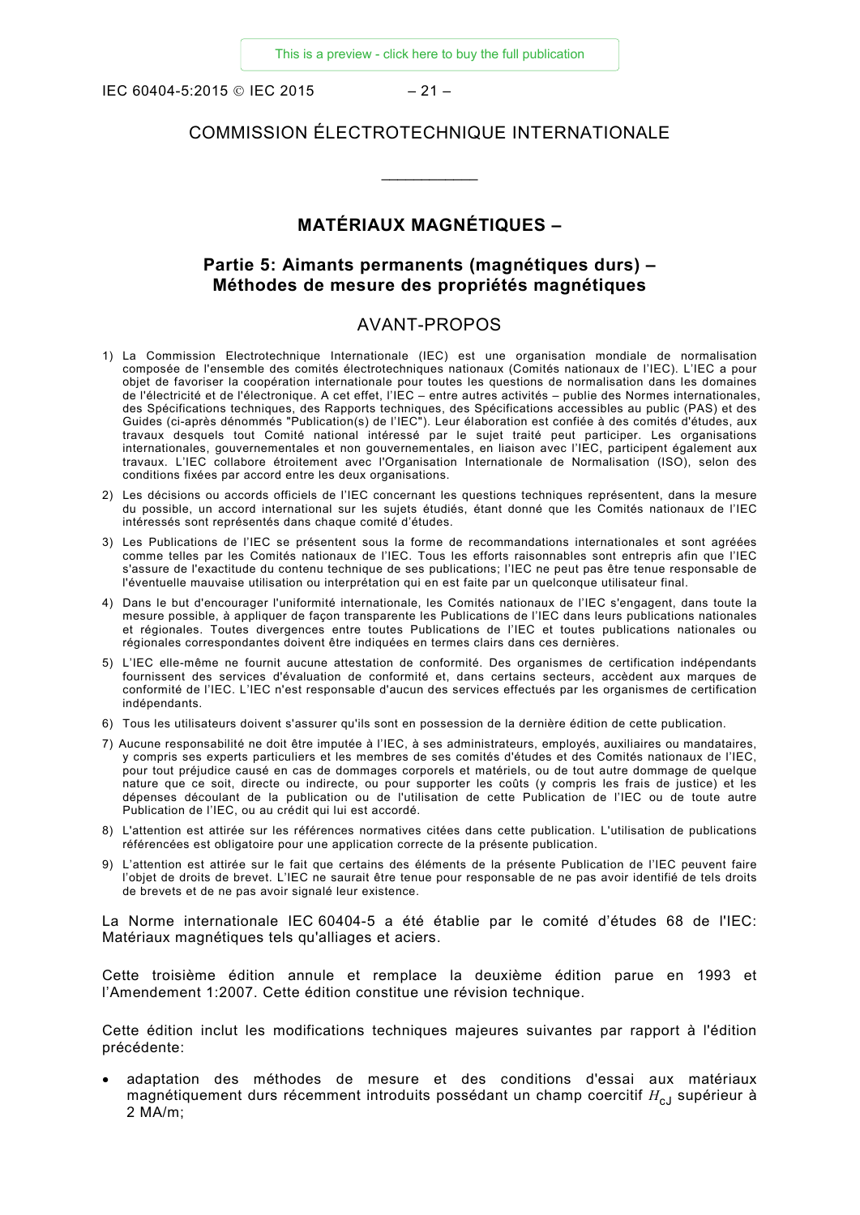COMMISSION ÉLECTROTECHNIQUE INTERNATIONALE

___________

# MATÉRIAUX MAGNÉTIQUES –

## Partie 5: Aimants permanents (magnétiques durs) – Méthodes de mesure des propriétés magnétiques

## AVANT-PROPOS

1) La Commission Electrotechnique Internationale (IEC) est une organisation mondiale de normalisation composée de l'ensemble des comités électrotechniques nationaux (Comités nationaux de l'IEC). L'IEC a pour objet de favoriser la coopération internationale pour toutes les questions de normalisation dans les domaines de l'électricité et de l'électronique. A cet effet, l'IEC – entre autres activités – publie des Normes internationales, des Spécifications techniques, des Rapports techniques, des Spécifications accessibles au public (PAS) et des Guides (ci-après dénommés "Publication(s) de l'IEC"). Leur élaboration est confiée à des comités d'études, aux travaux desquels tout Comité national intéressé par le sujet traité peut participer. Les organisations internationales, gouvernementales et non gouvernementales, en liaison avec l'IEC, participent également aux travaux. L'IEC collabore étroitement avec l'Organisation Internationale de Normalisation (ISO), selon des conditions fixées par accord entre les deux organisations.
2) Les décisions ou accords officiels de l'IEC concernant les questions techniques représentent, dans la mesure du possible, un accord international sur les sujets étudiés, étant donné que les Comités nationaux de l'IEC intéressés sont représentés dans chaque comité d'études.
3) Les Publications de l'IEC se présentent sous la forme de recommandations internationales et sont agréées comme telles par les Comités nationaux de l'IEC. Tous les efforts raisonnables sont entrepris afin que l'IEC s'assure de l'exactitude du contenu technique de ses publications; l'IEC ne peut pas être tenue responsable de l'éventuelle mauvaise utilisation ou interprétation qui en est faite par un quelconque utilisateur final.
4) Dans le but d'encourager l'uniformité internationale, les Comités nationaux de l'IEC s'engagent, dans toute la mesure possible, à appliquer de façon transparente les Publications de l'IEC dans leurs publications nationales et régionales. Toutes divergences entre toutes Publications de l'IEC et toutes publications nationales ou régionales correspondantes doivent être indiquées en termes clairs dans ces dernières.
5) L'IEC elle-même ne fournit aucune attestation de conformité. Des organismes de certification indépendants fournissent des services d'évaluation de conformité et, dans certains secteurs, accèdent aux marques de conformité de l'IEC. L'IEC n'est responsable d'aucun des services effectués par les organismes de certification indépendants.
6) Tous les utilisateurs doivent s'assurer qu'ils sont en possession de la dernière édition de cette publication.
7) Aucune responsabilité ne doit être imputée à l'IEC, à ses administrateurs, employés, auxiliaires ou mandataires, y compris ses experts particuliers et les membres de ses comités d'études et des Comités nationaux de l'IEC, pour tout préjudice causé en cas de dommages corporels et matériels, ou de tout autre dommage de quelque nature que ce soit, directe ou indirecte, ou pour supporter les coûts (y compris les frais de justice) et les dépenses découlant de la publication ou de l'utilisation de cette Publication de l'IEC ou de toute autre Publication de l'IEC, ou au crédit qui lui est accordé.
8) L'attention est attirée sur les références normatives citées dans cette publication. L'utilisation de publications référencées est obligatoire pour une application correcte de la présente publication.
9) L'attention est attirée sur le fait que certains des éléments de la présente Publication de l'IEC peuvent faire l'objet de droits de brevet. L'IEC ne saurait être tenue pour responsable de ne pas avoir identifié de tels droits de brevets et de ne pas avoir signalé leur existence.

La Norme internationale IEC 60404-5 a été établie par le comité d'études 68 de l'IEC: Matériaux magnétiques tels qu'alliages et aciers.

Cette troisième édition annule et remplace la deuxième édition parue en 1993 et l'Amendement 1:2007. Cette édition constitue une révision technique.

Cette édition inclut les modifications techniques majeures suivantes par rapport à l'édition précédente:

- adaptation des méthodes de mesure et des conditions d'essai aux matériaux magnétiquement durs récemment introduits possédant un champ coercitif $H_{cJ}$ supérieur à 2 MA/m;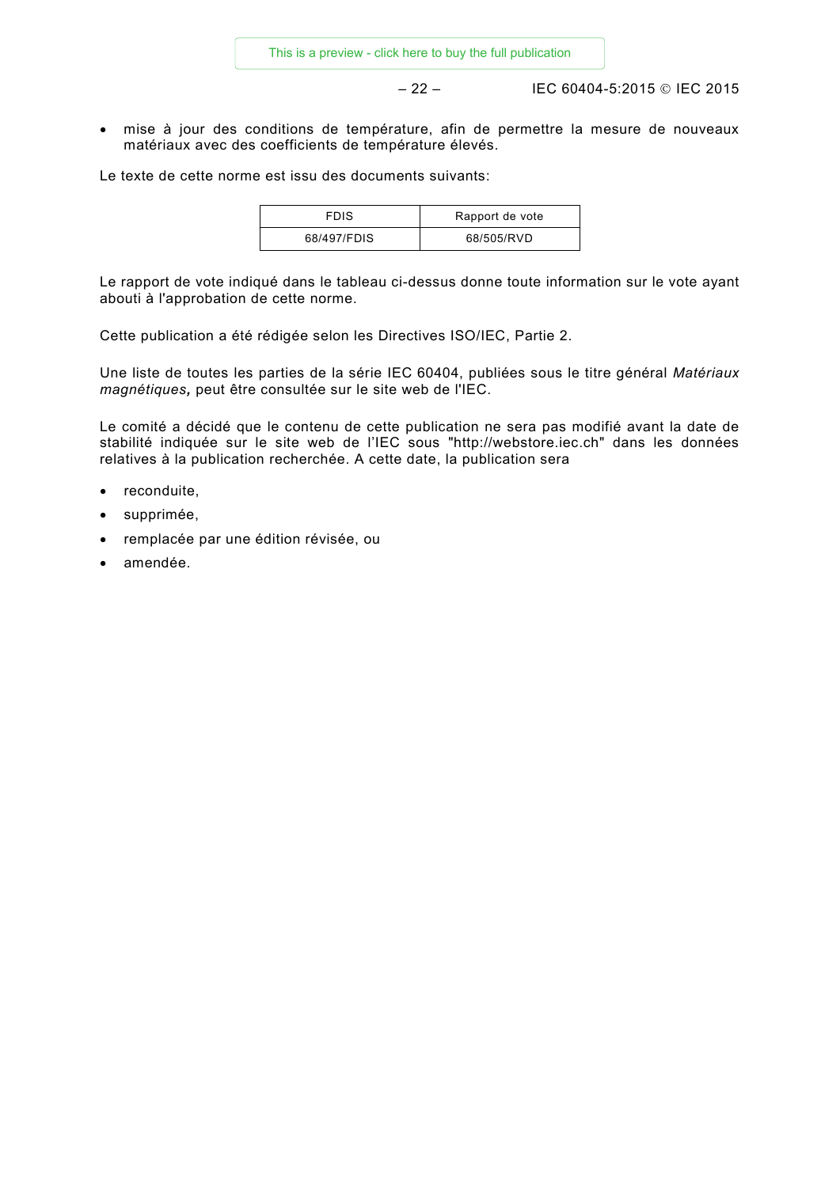- mise à jour des conditions de température, afin de permettre la mesure de nouveaux matériaux avec des coefficients de température élevés.

Le texte de cette norme est issu des documents suivants:

| FDIS | Rapport de vote |
|---|---|
| 68/497/FDIS | 68/505/RVD |

Le rapport de vote indiqué dans le tableau ci-dessus donne toute information sur le vote ayant abouti à l'approbation de cette norme.

Cette publication a été rédigée selon les Directives ISO/IEC, Partie 2.

Une liste de toutes les parties de la série IEC 60404, publiées sous le titre général *Matériaux magnétiques,* peut être consultée sur le site web de l'IEC.

Le comité a décidé que le contenu de cette publication ne sera pas modifié avant la date de stabilité indiquée sur le site web de l'IEC sous "http://webstore.iec.ch" dans les données relatives à la publication recherchée. A cette date, la publication sera

- reconduite,
- supprimée,
- remplacée par une édition révisée, ou
- amendée.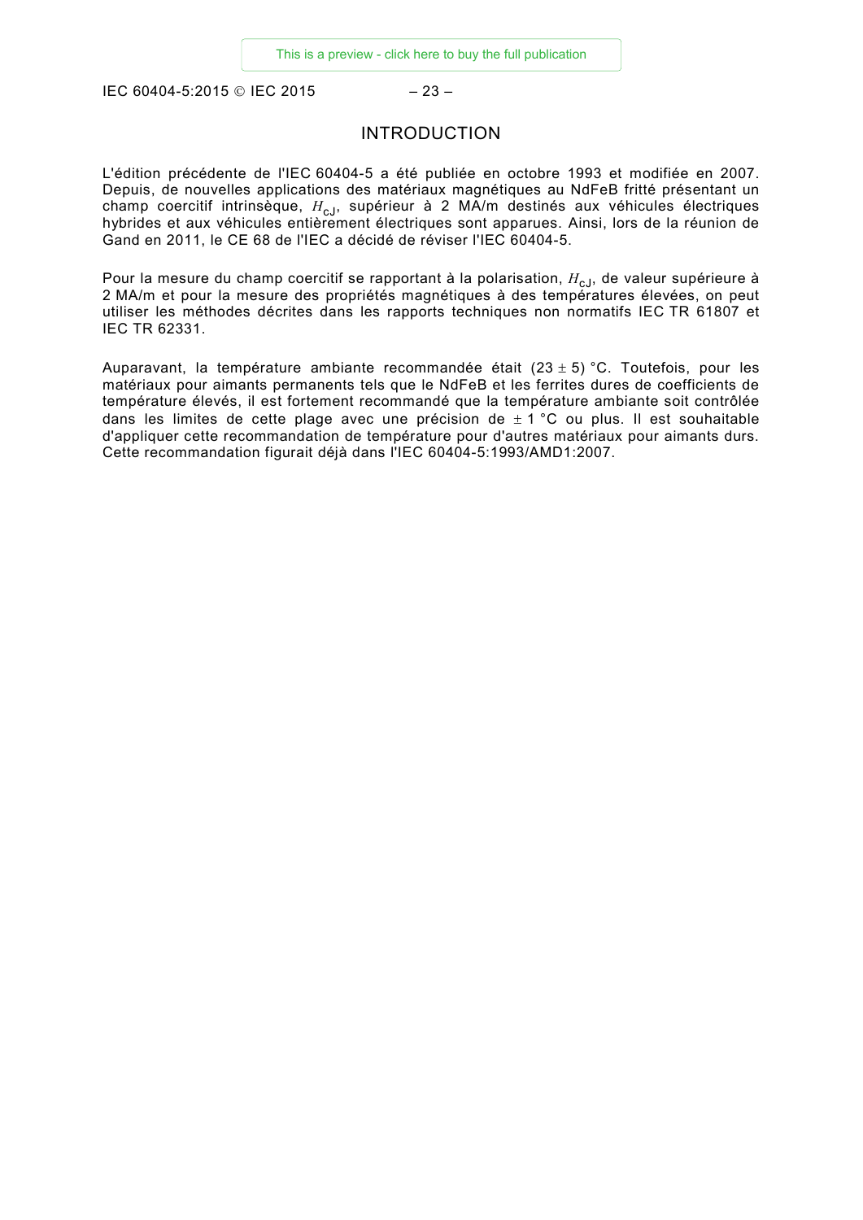# INTRODUCTION

L'édition précédente de l'IEC 60404-5 a été publiée en octobre 1993 et modifiée en 2007. Depuis, de nouvelles applications des matériaux magnétiques au NdFeB fritté présentant un champ coercitif intrinsèque, $H_{cJ}$, supérieur à 2 MA/m destinés aux véhicules électriques hybrides et aux véhicules entièrement électriques sont apparues. Ainsi, lors de la réunion de Gand en 2011, le CE 68 de l'IEC a décidé de réviser l'IEC 60404-5.

Pour la mesure du champ coercitif se rapportant à la polarisation, $H_{cJ}$, de valeur supérieure à 2 MA/m et pour la mesure des propriétés magnétiques à des températures élevées, on peut utiliser les méthodes décrites dans les rapports techniques non normatifs IEC TR 61807 et IEC TR 62331.

Auparavant, la température ambiante recommandée était $(23 \pm 5)$ °C. Toutefois, pour les matériaux pour aimants permanents tels que le NdFeB et les ferrites dures de coefficients de température élevés, il est fortement recommandé que la température ambiante soit contrôlée dans les limites de cette plage avec une précision de $\pm 1$ °C ou plus. Il est souhaitable d'appliquer cette recommandation de température pour d'autres matériaux pour aimants durs. Cette recommandation figurait déjà dans l'IEC 60404-5:1993/AMD1:2007.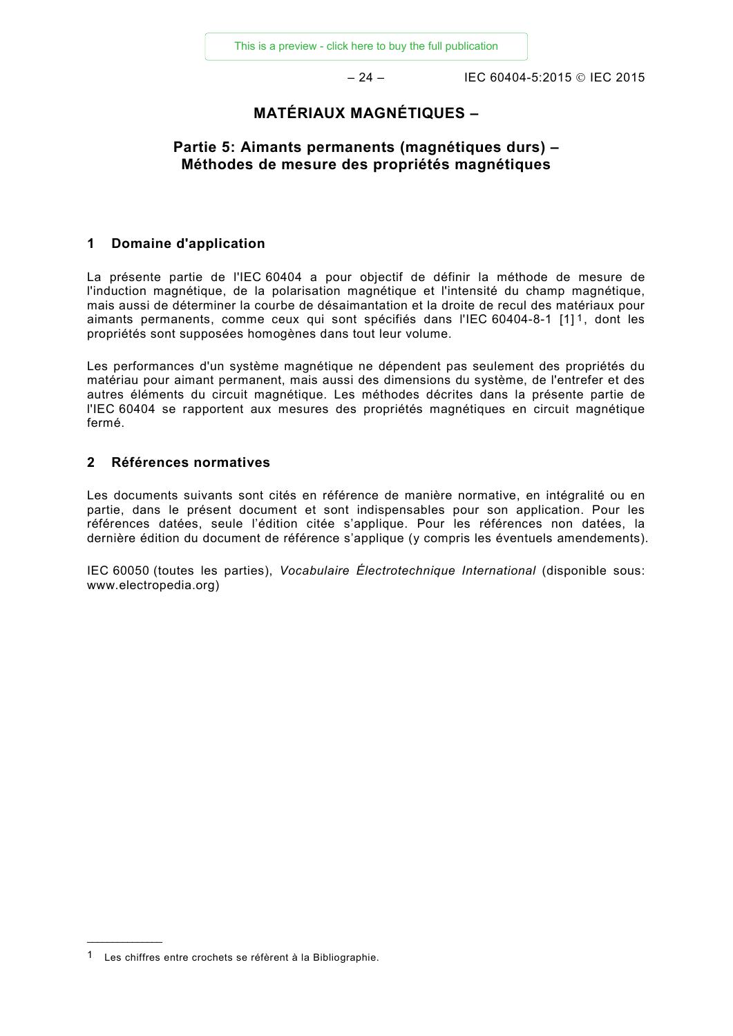# MATÉRIAUX MAGNÉTIQUES –

## Partie 5: Aimants permanents (magnétiques durs) – Méthodes de mesure des propriétés magnétiques

### 1 Domaine d'application

La présente partie de l'IEC 60404 a pour objectif de définir la méthode de mesure de l'induction magnétique, de la polarisation magnétique et l'intensité du champ magnétique, mais aussi de déterminer la courbe de désaimantation et la droite de recul des matériaux pour aimants permanents, comme ceux qui sont spécifiés dans l'IEC 60404-8-1 [1] [1], dont les propriétés sont supposées homogènes dans tout leur volume.

Les performances d'un système magnétique ne dépendent pas seulement des propriétés du matériau pour aimant permanent, mais aussi des dimensions du système, de l'entrefer et des autres éléments du circuit magnétique. Les méthodes décrites dans la présente partie de l'IEC 60404 se rapportent aux mesures des propriétés magnétiques en circuit magnétique fermé.

### 2 Références normatives

Les documents suivants sont cités en référence de manière normative, en intégralité ou en partie, dans le présent document et sont indispensables pour son application. Pour les références datées, seule l'édition citée s'applique. Pour les références non datées, la dernière édition du document de référence s'applique (y compris les éventuels amendements).

IEC 60050 (toutes les parties), *Vocabulaire Électrotechnique International* (disponible sous: www.electropedia.org)

---

[1] Les chiffres entre crochets se réfèrent à la Bibliographie.